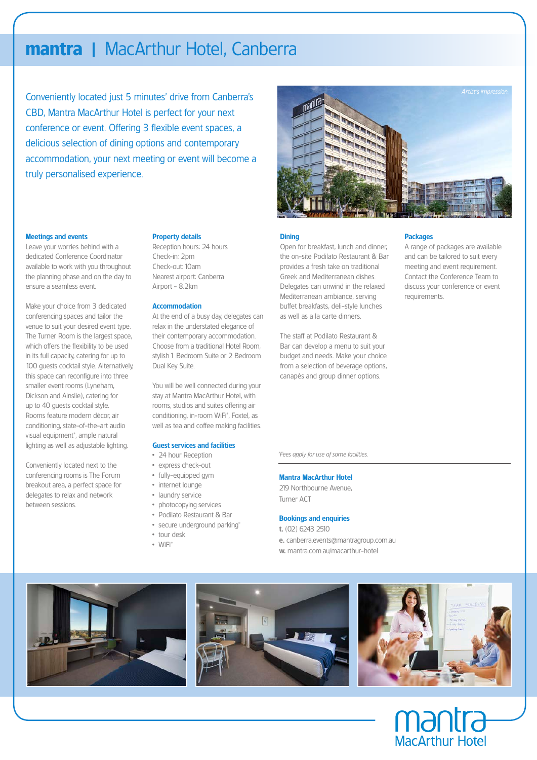# mantra | MacArthur Hotel, Canberra

Conveniently located just 5 minutes' drive from Canberra's CBD, Mantra MacArthur Hotel is perfect for your next conference or event. Offering 3 flexible event spaces, a delicious selection of dining options and contemporary accommodation, your next meeting or event will become a truly personalised experience.

*Artist's impression.*

### Meetings and events

Leave your worries behind with a dedicated Conference Coordinator available to work with you throughout the planning phase and on the day to ensure a seamless event.

Make your choice from 3 dedicated conferencing spaces and tailor the venue to suit your desired event type. The Turner Room is the largest space, which offers the flexibility to be used in its full capacity, catering for up to 100 guests cocktail style. Alternatively, this space can reconfigure into three smaller event rooms (Lyneham, Dickson and Ainslie), catering for up to 40 guests cocktail style. Rooms feature modern décor, air conditioning, state-of-the-art audio visual equipment*, ample natural lighting as well as adjustable lighting.

Conveniently located next to the conferencing rooms is The Forum breakout area, a perfect space for delegates to relax and network between sessions.

### Property details

Reception hours: 24 hours
Check-in: 2pm
Check-out: 10am
Nearest airport: Canberra Airport – 8.2km

### Accommodation

At the end of a busy day, delegates can relax in the understated elegance of their contemporary accommodation. Choose from a traditional Hotel Room, stylish 1 Bedroom Suite or 2 Bedroom Dual Key Suite.

You will be well connected during your stay at Mantra MacArthur Hotel, with rooms, studios and suites offering air conditioning, in-room WiFi*, Foxtel, as well as tea and coffee making facilities.

### Guest services and facilities

- 24 hour Reception
- express check-out
- fully-equipped gym
- internet lounge
- laundry service
- photocopying services
- Podilato Restaurant & Bar
- secure underground parking*
- tour desk
- WiFi*

### Dining

Open for breakfast, lunch and dinner, the on-site Podilato Restaurant & Bar provides a fresh take on traditional Greek and Mediterranean dishes. Delegates can unwind in the relaxed Mediterranean ambiance, serving buffet breakfasts, deli-style lunches as well as a la carte dinners.

The staff at Podilato Restaurant & Bar can develop a menu to suit your budget and needs. Make your choice from a selection of beverage options, canapés and group dinner options.

### Packages

A range of packages are available and can be tailored to suit every meeting and event requirement. Contact the Conference Team to discuss your conference or event requirements.

*\*Fees apply for use of some facilities.*

### Mantra MacArthur Hotel

219 Northbourne Avenue,
Turner ACT

### Bookings and enquiries

**t.** (02) 6243 2510
**e.** canberra.events@mantragroup.com.au
**w.** mantra.com.au/macarthur-hotel

mantra
MacArthur Hotel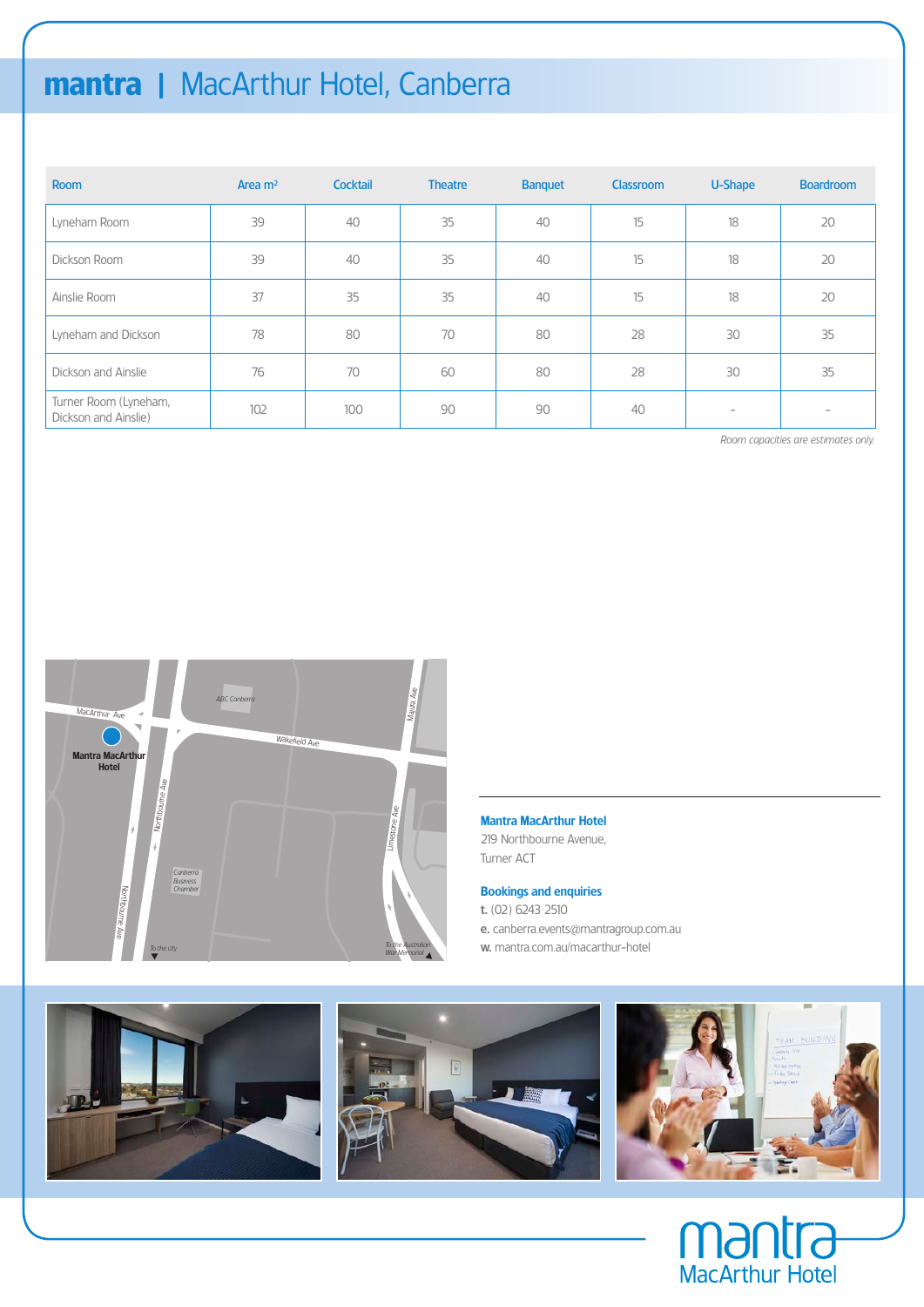# mantra | MacArthur Hotel, Canberra

| Room | Area m² | Cocktail | Theatre | Banquet | Classroom | U-Shape | Boardroom |
|---|---|---|---|---|---|---|---|
| Lyneham Room | 39 | 40 | 35 | 40 | 15 | 18 | 20 |
| Dickson Room | 39 | 40 | 35 | 40 | 15 | 18 | 20 |
| Ainslie Room | 37 | 35 | 35 | 40 | 15 | 18 | 20 |
| Lyneham and Dickson | 78 | 80 | 70 | 80 | 28 | 30 | 35 |
| Dickson and Ainslie | 76 | 70 | 60 | 80 | 28 | 30 | 35 |
| Turner Room (Lyneham, Dickson and Ainslie) | 102 | 100 | 90 | 90 | 40 | - | - |

*Room capacities are estimates only.*

ABC Canberra
MacArthur Ave
Wakefield Ave
Mouat Ave
Mantra MacArthur Hotel
Northbourne Ave
Limestone Ave
Canberra Business Chamber
Northbourne Ave
To the city
To the Australian War Memorial

**Mantra MacArthur Hotel**
219 Northbourne Avenue,
Turner ACT

**Bookings and enquiries**
**t.** (02) 6243 2510
**e.** canberra.events@mantragroup.com.au
**w.** mantra.com.au/macarthur-hotel

mantra
MacArthur Hotel